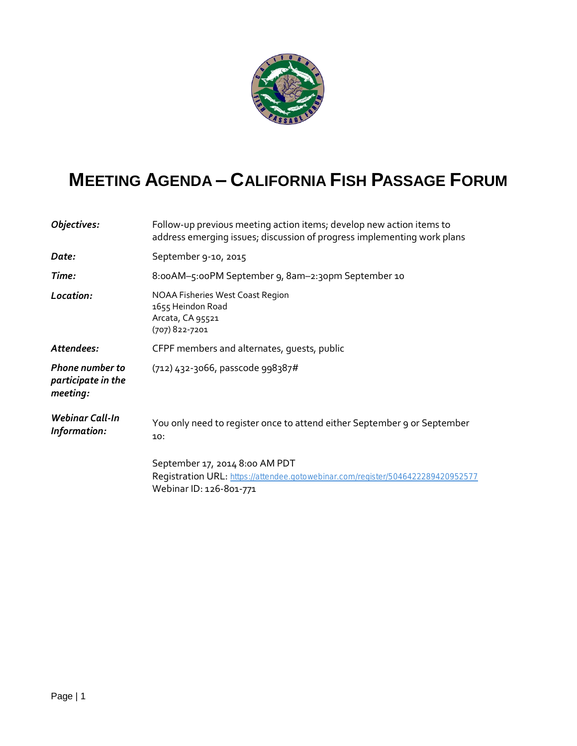# MEETING AGENDA – CALIFORNIA FISH PASSAGE FORUM

| | |
|---|---|
| ***Objectives:*** | Follow-up previous meeting action items; develop new action items to address emerging issues; discussion of progress implementing work plans |
| ***Date:*** | September 9-10, 2015 |
| ***Time:*** | 8:00AM–5:00PM September 9, 8am–2:30pm September 10 |
| ***Location:*** | NOAA Fisheries West Coast Region<br>1655 Heindon Road<br>Arcata, CA 95521<br>(707) 822-7201 |
| ***Attendees:*** | CFPF members and alternates, guests, public |
| ***Phone number to participate in the meeting:*** | (712) 432-3066, passcode 998387# |
| ***Webinar Call-In Information:*** | You only need to register once to attend either September 9 or September 10:<br><br>September 17, 2014 8:00 AM PDT<br>Registration URL: https://attendee.gotowebinar.com/register/5046422289420952577<br>Webinar ID: 126-801-771 |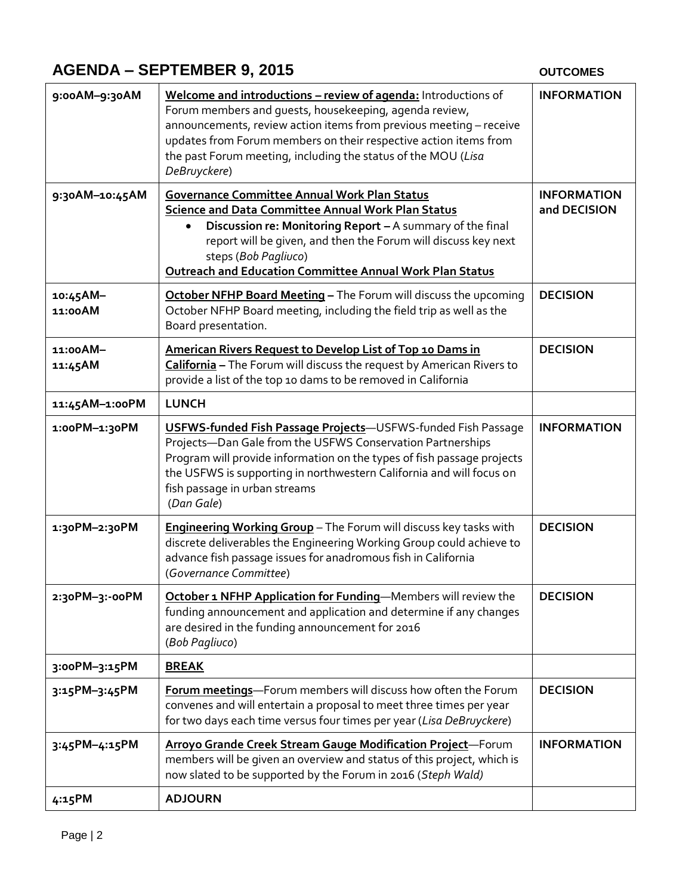# AGENDA – SEPTEMBER 9, 2015

| | | OUTCOMES |
|---|---|---|
| 9:00AM–9:30AM | **Welcome and introductions – review of agenda:** Introductions of Forum members and guests, housekeeping, agenda review, announcements, review action items from previous meeting – receive updates from Forum members on their respective action items from the past Forum meeting, including the status of the MOU (*Lisa DeBruyckere*) | **INFORMATION** |
| 9:30AM–10:45AM | **Governance Committee Annual Work Plan Status**<br>**Science and Data Committee Annual Work Plan Status**<br>• **Discussion re: Monitoring Report –** A summary of the final report will be given, and then the Forum will discuss key next steps (*Bob Pagliuco*)<br>**Outreach and Education Committee Annual Work Plan Status** | **INFORMATION and DECISION** |
| 10:45AM–11:00AM | **October NFHP Board Meeting –** The Forum will discuss the upcoming October NFHP Board meeting, including the field trip as well as the Board presentation. | **DECISION** |
| 11:00AM–11:45AM | **American Rivers Request to Develop List of Top 10 Dams in California –** The Forum will discuss the request by American Rivers to provide a list of the top 10 dams to be removed in California | **DECISION** |
| 11:45AM–1:00PM | **LUNCH** | |
| 1:00PM–1:30PM | **USFWS-funded Fish Passage Projects**—USFWS-funded Fish Passage Projects—Dan Gale from the USFWS Conservation Partnerships Program will provide information on the types of fish passage projects the USFWS is supporting in northwestern California and will focus on fish passage in urban streams (*Dan Gale*) | **INFORMATION** |
| 1:30PM–2:30PM | **Engineering Working Group** – The Forum will discuss key tasks with discrete deliverables the Engineering Working Group could achieve to advance fish passage issues for anadromous fish in California (*Governance Committee*) | **DECISION** |
| 2:30PM–3:-00PM | **October 1 NFHP Application for Funding**—Members will review the funding announcement and application and determine if any changes are desired in the funding announcement for 2016 (*Bob Pagliuco*) | **DECISION** |
| 3:00PM–3:15PM | **BREAK** | |
| 3:15PM–3:45PM | **Forum meetings**—Forum members will discuss how often the Forum convenes and will entertain a proposal to meet three times per year for two days each time versus four times per year (*Lisa DeBruyckere*) | **DECISION** |
| 3:45PM–4:15PM | **Arroyo Grande Creek Stream Gauge Modification Project**—Forum members will be given an overview and status of this project, which is now slated to be supported by the Forum in 2016 (*Steph Wald*) | **INFORMATION** |
| 4:15PM | **ADJOURN** | |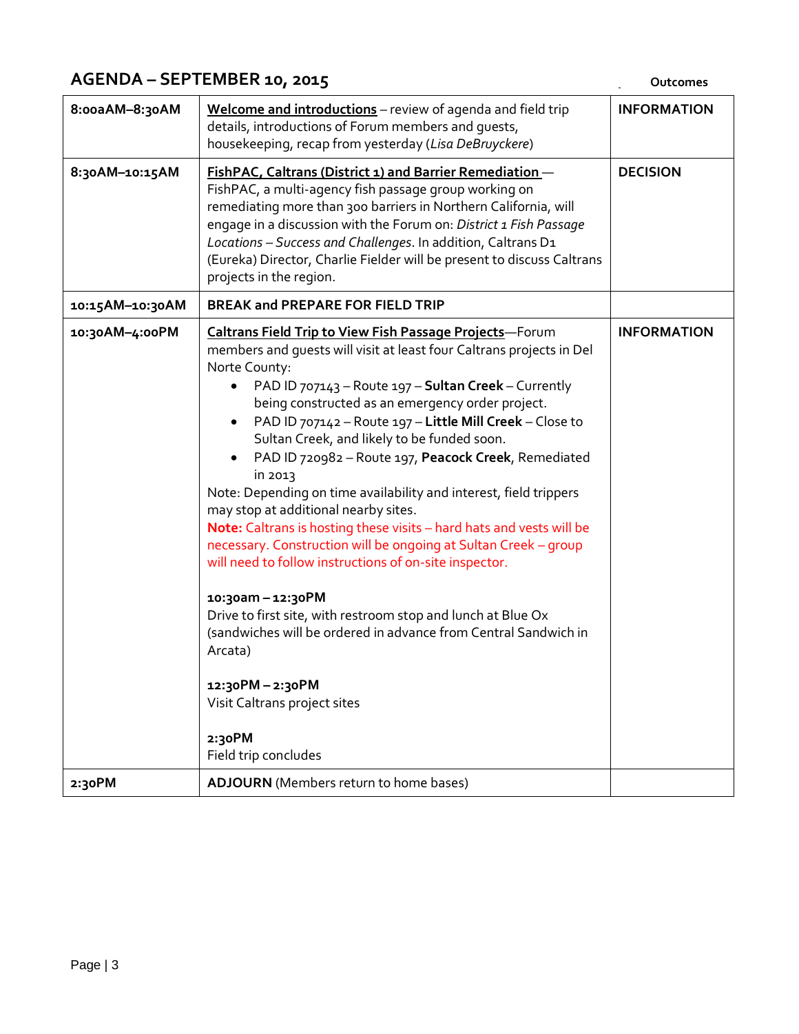## AGENDA – SEPTEMBER 10, 2015

| | | Outcomes |
|---|---|---|
| **8:00AM–8:30AM** | <u>**Welcome and introductions**</u> – review of agenda and field trip details, introductions of Forum members and guests, housekeeping, recap from yesterday (*Lisa DeBruyckere*) | **INFORMATION** |
| **8:30AM–10:15AM** | <u>**FishPAC, Caltrans (District 1) and Barrier Remediation**</u> — FishPAC, a multi-agency fish passage group working on remediating more than 300 barriers in Northern California, will engage in a discussion with the Forum on: *District 1 Fish Passage Locations – Success and Challenges*. In addition, Caltrans D1 (Eureka) Director, Charlie Fielder will be present to discuss Caltrans projects in the region. | **DECISION** |
| **10:15AM–10:30AM** | **BREAK and PREPARE FOR FIELD TRIP** | |
| **10:30AM–4:00PM** | <u>**Caltrans Field Trip to View Fish Passage Projects**</u>—Forum members and guests will visit at least four Caltrans projects in Del Norte County:<br>• PAD ID 707143 – Route 197 – **Sultan Creek** – Currently being constructed as an emergency order project.<br>• PAD ID 707142 – Route 197 – **Little Mill Creek** – Close to Sultan Creek, and likely to be funded soon.<br>• PAD ID 720982 – Route 197, **Peacock Creek**, Remediated in 2013<br>Note: Depending on time availability and interest, field trippers may stop at additional nearby sites.<br>**Note:** Caltrans is hosting these visits – hard hats and vests will be necessary. Construction will be ongoing at Sultan Creek – group will need to follow instructions of on-site inspector.<br><br>**10:30am – 12:30PM**<br>Drive to first site, with restroom stop and lunch at Blue Ox (sandwiches will be ordered in advance from Central Sandwich in Arcata)<br><br>**12:30PM – 2:30PM**<br>Visit Caltrans project sites<br><br>**2:30PM**<br>Field trip concludes | **INFORMATION** |
| **2:30PM** | **ADJOURN** (Members return to home bases) | |